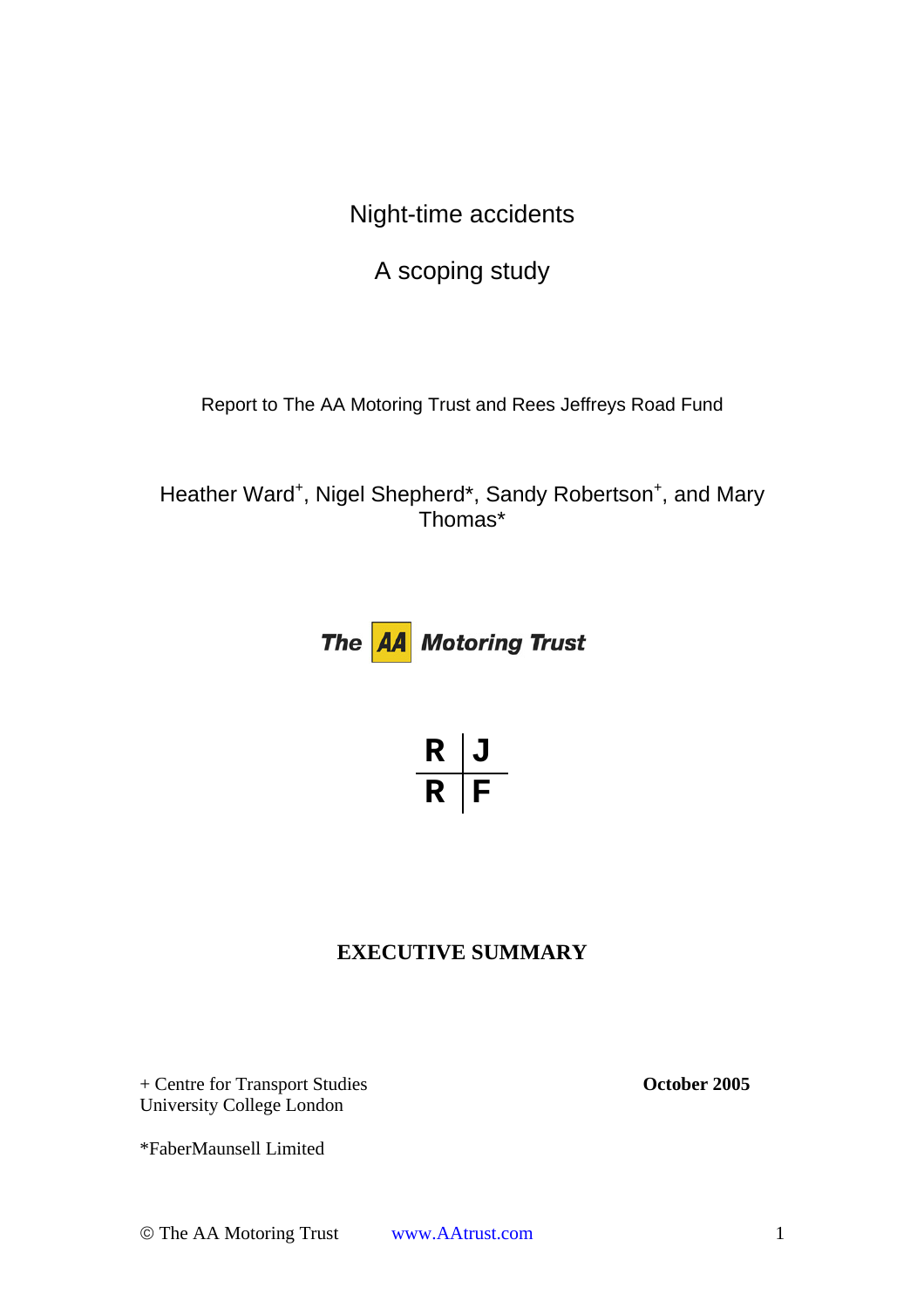# Night-time accidents

## A scoping study

Report to The AA Motoring Trust and Rees Jeffreys Road Fund

Heather Ward[+], Nigel Shepherd*, Sandy Robertson[+], and Mary Thomas*

*The AA Motoring Trust*

R | J
R | F

**EXECUTIVE SUMMARY**

+ Centre for Transport Studies
University College London

*FaberMaunsell Limited

**October 2005**

© The AA Motoring Trust www.AAtrust.com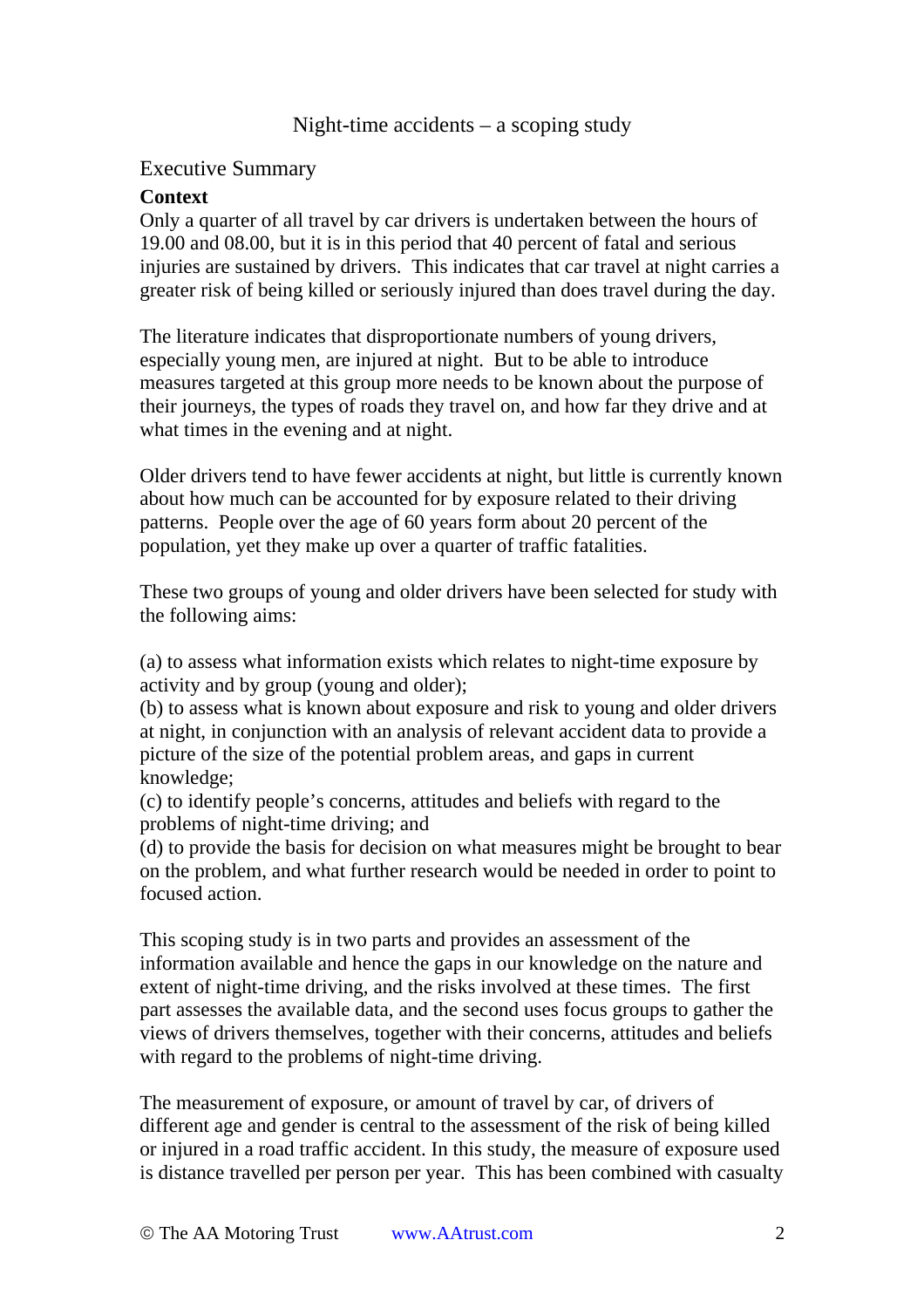Night-time accidents – a scoping study

## Executive Summary

### Context

Only a quarter of all travel by car drivers is undertaken between the hours of 19.00 and 08.00, but it is in this period that 40 percent of fatal and serious injuries are sustained by drivers. This indicates that car travel at night carries a greater risk of being killed or seriously injured than does travel during the day.

The literature indicates that disproportionate numbers of young drivers, especially young men, are injured at night. But to be able to introduce measures targeted at this group more needs to be known about the purpose of their journeys, the types of roads they travel on, and how far they drive and at what times in the evening and at night.

Older drivers tend to have fewer accidents at night, but little is currently known about how much can be accounted for by exposure related to their driving patterns. People over the age of 60 years form about 20 percent of the population, yet they make up over a quarter of traffic fatalities.

These two groups of young and older drivers have been selected for study with the following aims:

(a) to assess what information exists which relates to night-time exposure by activity and by group (young and older);
(b) to assess what is known about exposure and risk to young and older drivers at night, in conjunction with an analysis of relevant accident data to provide a picture of the size of the potential problem areas, and gaps in current knowledge;
(c) to identify people's concerns, attitudes and beliefs with regard to the problems of night-time driving; and
(d) to provide the basis for decision on what measures might be brought to bear on the problem, and what further research would be needed in order to point to focused action.

This scoping study is in two parts and provides an assessment of the information available and hence the gaps in our knowledge on the nature and extent of night-time driving, and the risks involved at these times. The first part assesses the available data, and the second uses focus groups to gather the views of drivers themselves, together with their concerns, attitudes and beliefs with regard to the problems of night-time driving.

The measurement of exposure, or amount of travel by car, of drivers of different age and gender is central to the assessment of the risk of being killed or injured in a road traffic accident. In this study, the measure of exposure used is distance travelled per person per year. This has been combined with casualty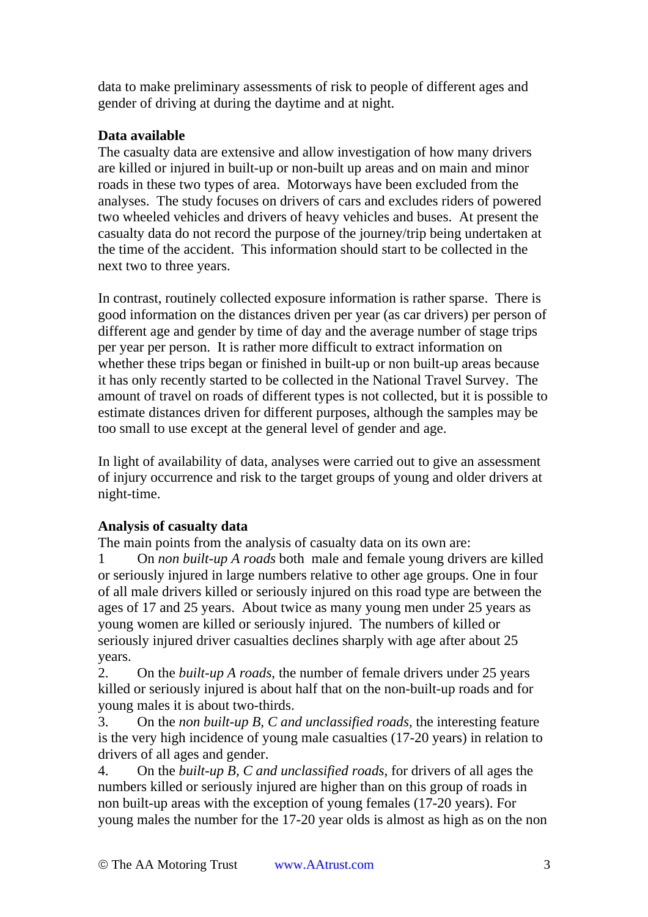data to make preliminary assessments of risk to people of different ages and gender of driving at during the daytime and at night.

**Data available**

The casualty data are extensive and allow investigation of how many drivers are killed or injured in built-up or non-built up areas and on main and minor roads in these two types of area. Motorways have been excluded from the analyses. The study focuses on drivers of cars and excludes riders of powered two wheeled vehicles and drivers of heavy vehicles and buses. At present the casualty data do not record the purpose of the journey/trip being undertaken at the time of the accident. This information should start to be collected in the next two to three years.

In contrast, routinely collected exposure information is rather sparse. There is good information on the distances driven per year (as car drivers) per person of different age and gender by time of day and the average number of stage trips per year per person. It is rather more difficult to extract information on whether these trips began or finished in built-up or non built-up areas because it has only recently started to be collected in the National Travel Survey. The amount of travel on roads of different types is not collected, but it is possible to estimate distances driven for different purposes, although the samples may be too small to use except at the general level of gender and age.

In light of availability of data, analyses were carried out to give an assessment of injury occurrence and risk to the target groups of young and older drivers at night-time.

**Analysis of casualty data**

The main points from the analysis of casualty data on its own are:

1 On *non built-up A roads* both male and female young drivers are killed or seriously injured in large numbers relative to other age groups. One in four of all male drivers killed or seriously injured on this road type are between the ages of 17 and 25 years. About twice as many young men under 25 years as young women are killed or seriously injured. The numbers of killed or seriously injured driver casualties declines sharply with age after about 25 years.

2. On the *built-up A roads*, the number of female drivers under 25 years killed or seriously injured is about half that on the non-built-up roads and for young males it is about two-thirds.

3. On the *non built-up B, C and unclassified roads*, the interesting feature is the very high incidence of young male casualties (17-20 years) in relation to drivers of all ages and gender.

4. On the *built-up B, C and unclassified roads*, for drivers of all ages the numbers killed or seriously injured are higher than on this group of roads in non built-up areas with the exception of young females (17-20 years). For young males the number for the 17-20 year olds is almost as high as on the non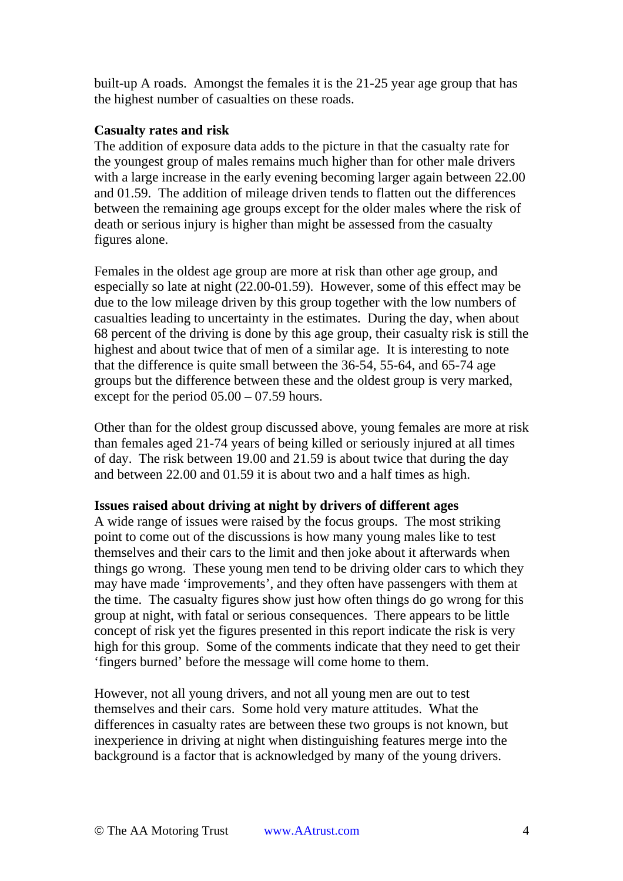built-up A roads. Amongst the females it is the 21-25 year age group that has the highest number of casualties on these roads.

**Casualty rates and risk**

The addition of exposure data adds to the picture in that the casualty rate for the youngest group of males remains much higher than for other male drivers with a large increase in the early evening becoming larger again between 22.00 and 01.59. The addition of mileage driven tends to flatten out the differences between the remaining age groups except for the older males where the risk of death or serious injury is higher than might be assessed from the casualty figures alone.

Females in the oldest age group are more at risk than other age group, and especially so late at night (22.00-01.59). However, some of this effect may be due to the low mileage driven by this group together with the low numbers of casualties leading to uncertainty in the estimates. During the day, when about 68 percent of the driving is done by this age group, their casualty risk is still the highest and about twice that of men of a similar age. It is interesting to note that the difference is quite small between the 36-54, 55-64, and 65-74 age groups but the difference between these and the oldest group is very marked, except for the period 05.00 – 07.59 hours.

Other than for the oldest group discussed above, young females are more at risk than females aged 21-74 years of being killed or seriously injured at all times of day. The risk between 19.00 and 21.59 is about twice that during the day and between 22.00 and 01.59 it is about two and a half times as high.

**Issues raised about driving at night by drivers of different ages**

A wide range of issues were raised by the focus groups. The most striking point to come out of the discussions is how many young males like to test themselves and their cars to the limit and then joke about it afterwards when things go wrong. These young men tend to be driving older cars to which they may have made 'improvements', and they often have passengers with them at the time. The casualty figures show just how often things do go wrong for this group at night, with fatal or serious consequences. There appears to be little concept of risk yet the figures presented in this report indicate the risk is very high for this group. Some of the comments indicate that they need to get their 'fingers burned' before the message will come home to them.

However, not all young drivers, and not all young men are out to test themselves and their cars. Some hold very mature attitudes. What the differences in casualty rates are between these two groups is not known, but inexperience in driving at night when distinguishing features merge into the background is a factor that is acknowledged by many of the young drivers.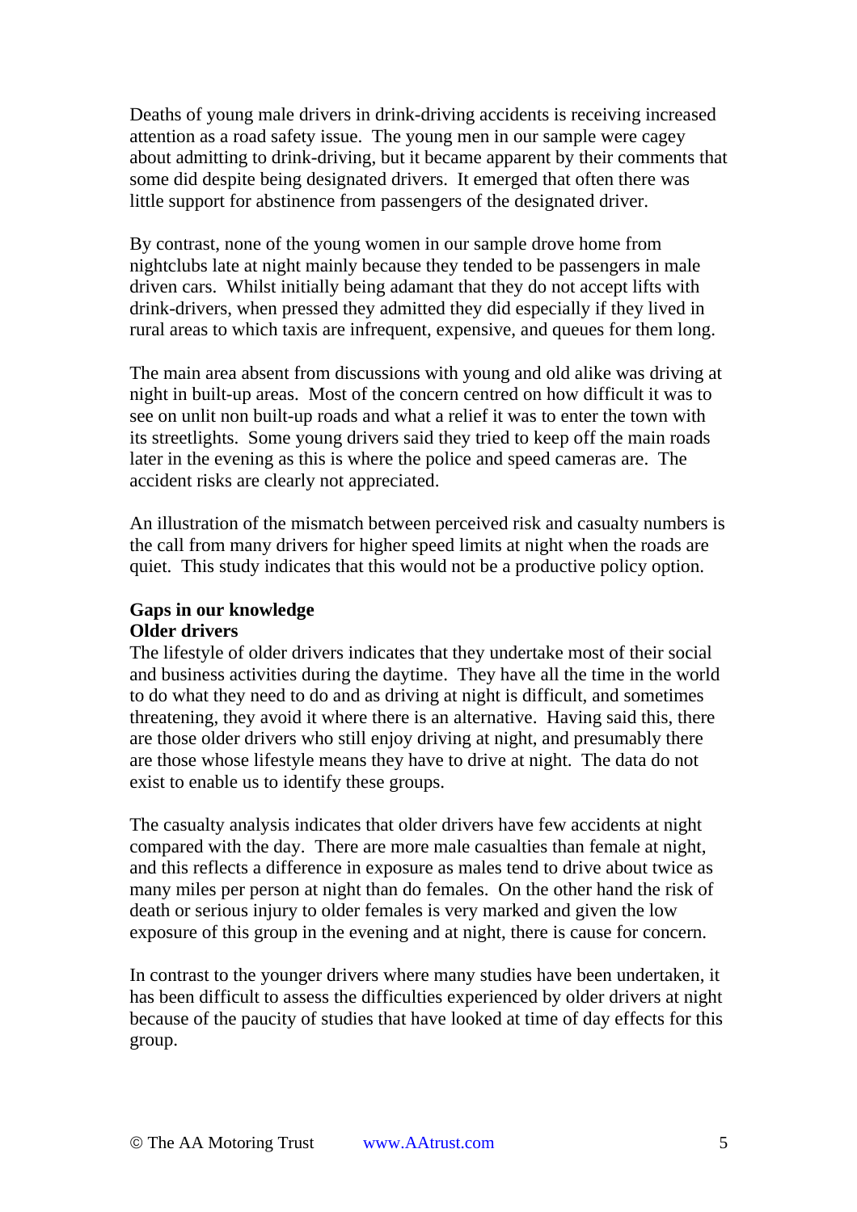Deaths of young male drivers in drink-driving accidents is receiving increased attention as a road safety issue. The young men in our sample were cagey about admitting to drink-driving, but it became apparent by their comments that some did despite being designated drivers. It emerged that often there was little support for abstinence from passengers of the designated driver.

By contrast, none of the young women in our sample drove home from nightclubs late at night mainly because they tended to be passengers in male driven cars. Whilst initially being adamant that they do not accept lifts with drink-drivers, when pressed they admitted they did especially if they lived in rural areas to which taxis are infrequent, expensive, and queues for them long.

The main area absent from discussions with young and old alike was driving at night in built-up areas. Most of the concern centred on how difficult it was to see on unlit non built-up roads and what a relief it was to enter the town with its streetlights. Some young drivers said they tried to keep off the main roads later in the evening as this is where the police and speed cameras are. The accident risks are clearly not appreciated.

An illustration of the mismatch between perceived risk and casualty numbers is the call from many drivers for higher speed limits at night when the roads are quiet. This study indicates that this would not be a productive policy option.

**Gaps in our knowledge**

**Older drivers**

The lifestyle of older drivers indicates that they undertake most of their social and business activities during the daytime. They have all the time in the world to do what they need to do and as driving at night is difficult, and sometimes threatening, they avoid it where there is an alternative. Having said this, there are those older drivers who still enjoy driving at night, and presumably there are those whose lifestyle means they have to drive at night. The data do not exist to enable us to identify these groups.

The casualty analysis indicates that older drivers have few accidents at night compared with the day. There are more male casualties than female at night, and this reflects a difference in exposure as males tend to drive about twice as many miles per person at night than do females. On the other hand the risk of death or serious injury to older females is very marked and given the low exposure of this group in the evening and at night, there is cause for concern.

In contrast to the younger drivers where many studies have been undertaken, it has been difficult to assess the difficulties experienced by older drivers at night because of the paucity of studies that have looked at time of day effects for this group.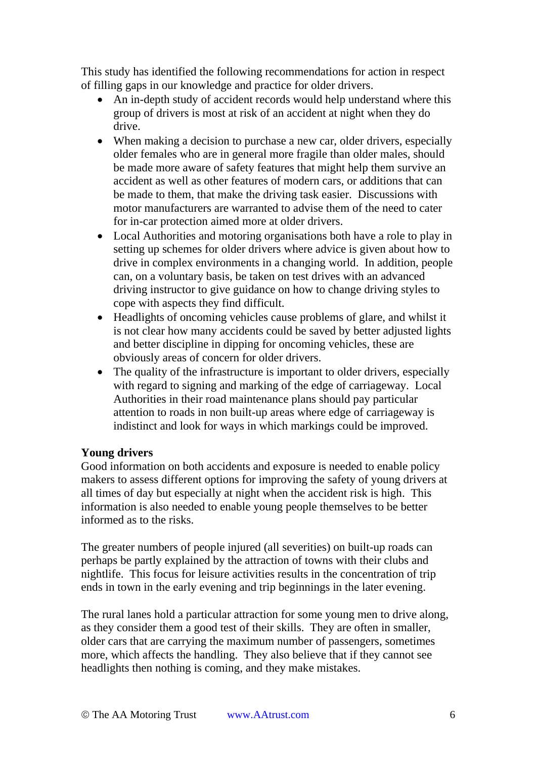This study has identified the following recommendations for action in respect of filling gaps in our knowledge and practice for older drivers.

- An in-depth study of accident records would help understand where this group of drivers is most at risk of an accident at night when they do drive.
- When making a decision to purchase a new car, older drivers, especially older females who are in general more fragile than older males, should be made more aware of safety features that might help them survive an accident as well as other features of modern cars, or additions that can be made to them, that make the driving task easier. Discussions with motor manufacturers are warranted to advise them of the need to cater for in-car protection aimed more at older drivers.
- Local Authorities and motoring organisations both have a role to play in setting up schemes for older drivers where advice is given about how to drive in complex environments in a changing world. In addition, people can, on a voluntary basis, be taken on test drives with an advanced driving instructor to give guidance on how to change driving styles to cope with aspects they find difficult.
- Headlights of oncoming vehicles cause problems of glare, and whilst it is not clear how many accidents could be saved by better adjusted lights and better discipline in dipping for oncoming vehicles, these are obviously areas of concern for older drivers.
- The quality of the infrastructure is important to older drivers, especially with regard to signing and marking of the edge of carriageway. Local Authorities in their road maintenance plans should pay particular attention to roads in non built-up areas where edge of carriageway is indistinct and look for ways in which markings could be improved.

**Young drivers**

Good information on both accidents and exposure is needed to enable policy makers to assess different options for improving the safety of young drivers at all times of day but especially at night when the accident risk is high. This information is also needed to enable young people themselves to be better informed as to the risks.

The greater numbers of people injured (all severities) on built-up roads can perhaps be partly explained by the attraction of towns with their clubs and nightlife. This focus for leisure activities results in the concentration of trip ends in town in the early evening and trip beginnings in the later evening.

The rural lanes hold a particular attraction for some young men to drive along, as they consider them a good test of their skills. They are often in smaller, older cars that are carrying the maximum number of passengers, sometimes more, which affects the handling. They also believe that if they cannot see headlights then nothing is coming, and they make mistakes.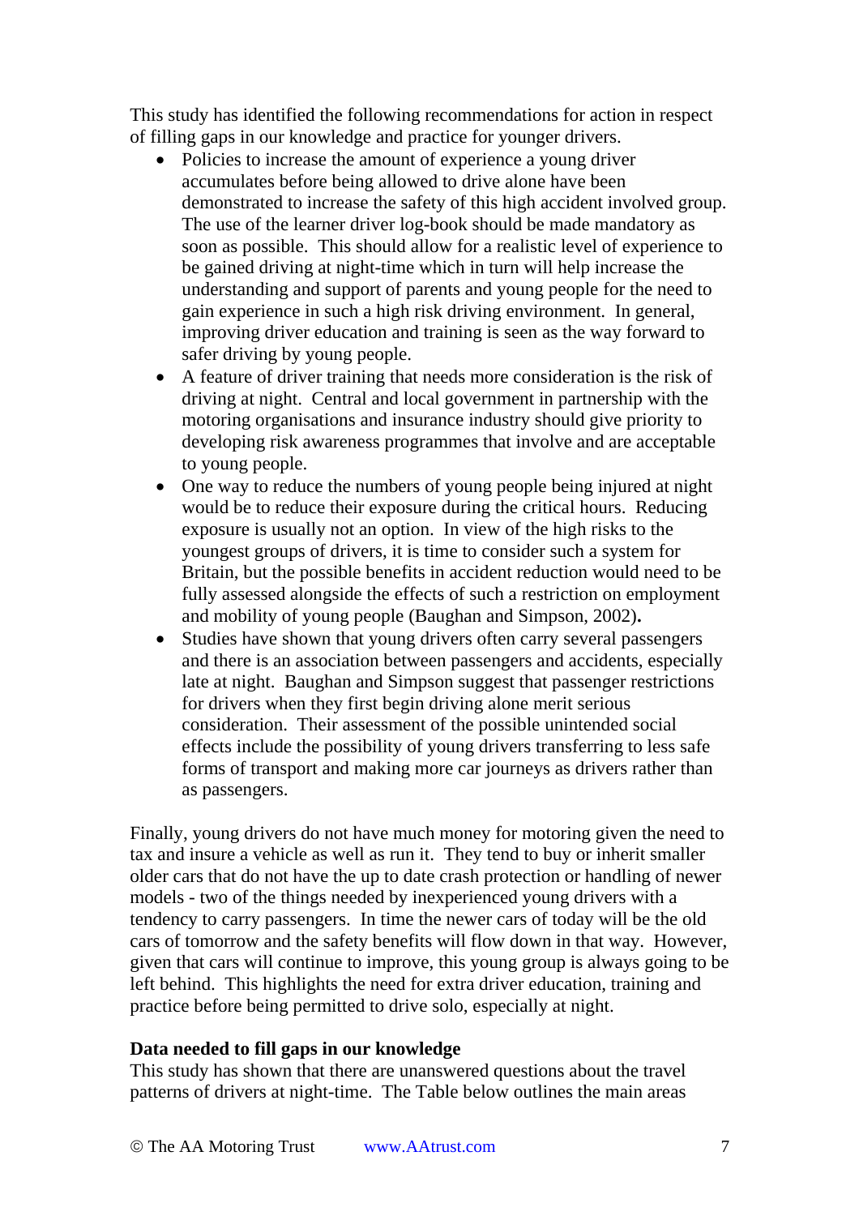This study has identified the following recommendations for action in respect of filling gaps in our knowledge and practice for younger drivers.

- Policies to increase the amount of experience a young driver accumulates before being allowed to drive alone have been demonstrated to increase the safety of this high accident involved group. The use of the learner driver log-book should be made mandatory as soon as possible. This should allow for a realistic level of experience to be gained driving at night-time which in turn will help increase the understanding and support of parents and young people for the need to gain experience in such a high risk driving environment. In general, improving driver education and training is seen as the way forward to safer driving by young people.
- A feature of driver training that needs more consideration is the risk of driving at night. Central and local government in partnership with the motoring organisations and insurance industry should give priority to developing risk awareness programmes that involve and are acceptable to young people.
- One way to reduce the numbers of young people being injured at night would be to reduce their exposure during the critical hours. Reducing exposure is usually not an option. In view of the high risks to the youngest groups of drivers, it is time to consider such a system for Britain, but the possible benefits in accident reduction would need to be fully assessed alongside the effects of such a restriction on employment and mobility of young people (Baughan and Simpson, 2002)**.**
- Studies have shown that young drivers often carry several passengers and there is an association between passengers and accidents, especially late at night. Baughan and Simpson suggest that passenger restrictions for drivers when they first begin driving alone merit serious consideration. Their assessment of the possible unintended social effects include the possibility of young drivers transferring to less safe forms of transport and making more car journeys as drivers rather than as passengers.

Finally, young drivers do not have much money for motoring given the need to tax and insure a vehicle as well as run it. They tend to buy or inherit smaller older cars that do not have the up to date crash protection or handling of newer models - two of the things needed by inexperienced young drivers with a tendency to carry passengers. In time the newer cars of today will be the old cars of tomorrow and the safety benefits will flow down in that way. However, given that cars will continue to improve, this young group is always going to be left behind. This highlights the need for extra driver education, training and practice before being permitted to drive solo, especially at night.

**Data needed to fill gaps in our knowledge**

This study has shown that there are unanswered questions about the travel patterns of drivers at night-time. The Table below outlines the main areas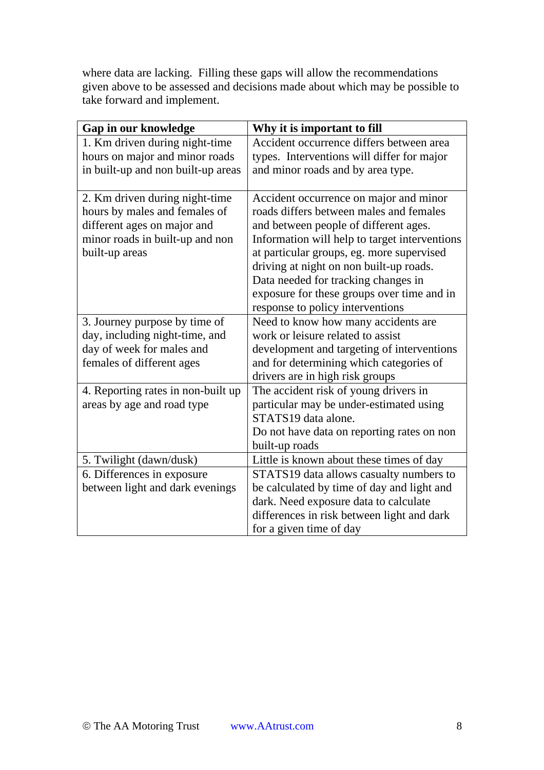where data are lacking. Filling these gaps will allow the recommendations given above to be assessed and decisions made about which may be possible to take forward and implement.

| Gap in our knowledge | Why it is important to fill |
|---|---|
| 1. Km driven during night-time hours on major and minor roads in built-up and non built-up areas | Accident occurrence differs between area types. Interventions will differ for major and minor roads and by area type. |
| 2. Km driven during night-time hours by males and females of different ages on major and minor roads in built-up and non built-up areas | Accident occurrence on major and minor roads differs between males and females and between people of different ages. Information will help to target interventions at particular groups, eg. more supervised driving at night on non built-up roads. Data needed for tracking changes in exposure for these groups over time and in response to policy interventions |
| 3. Journey purpose by time of day, including night-time, and day of week for males and females of different ages | Need to know how many accidents are work or leisure related to assist development and targeting of interventions and for determining which categories of drivers are in high risk groups |
| 4. Reporting rates in non-built up areas by age and road type | The accident risk of young drivers in particular may be under-estimated using STATS19 data alone. Do not have data on reporting rates on non built-up roads |
| 5. Twilight (dawn/dusk) | Little is known about these times of day |
| 6. Differences in exposure between light and dark evenings | STATS19 data allows casualty numbers to be calculated by time of day and light and dark. Need exposure data to calculate differences in risk between light and dark for a given time of day |

© The AA Motoring Trust www.AAtrust.com